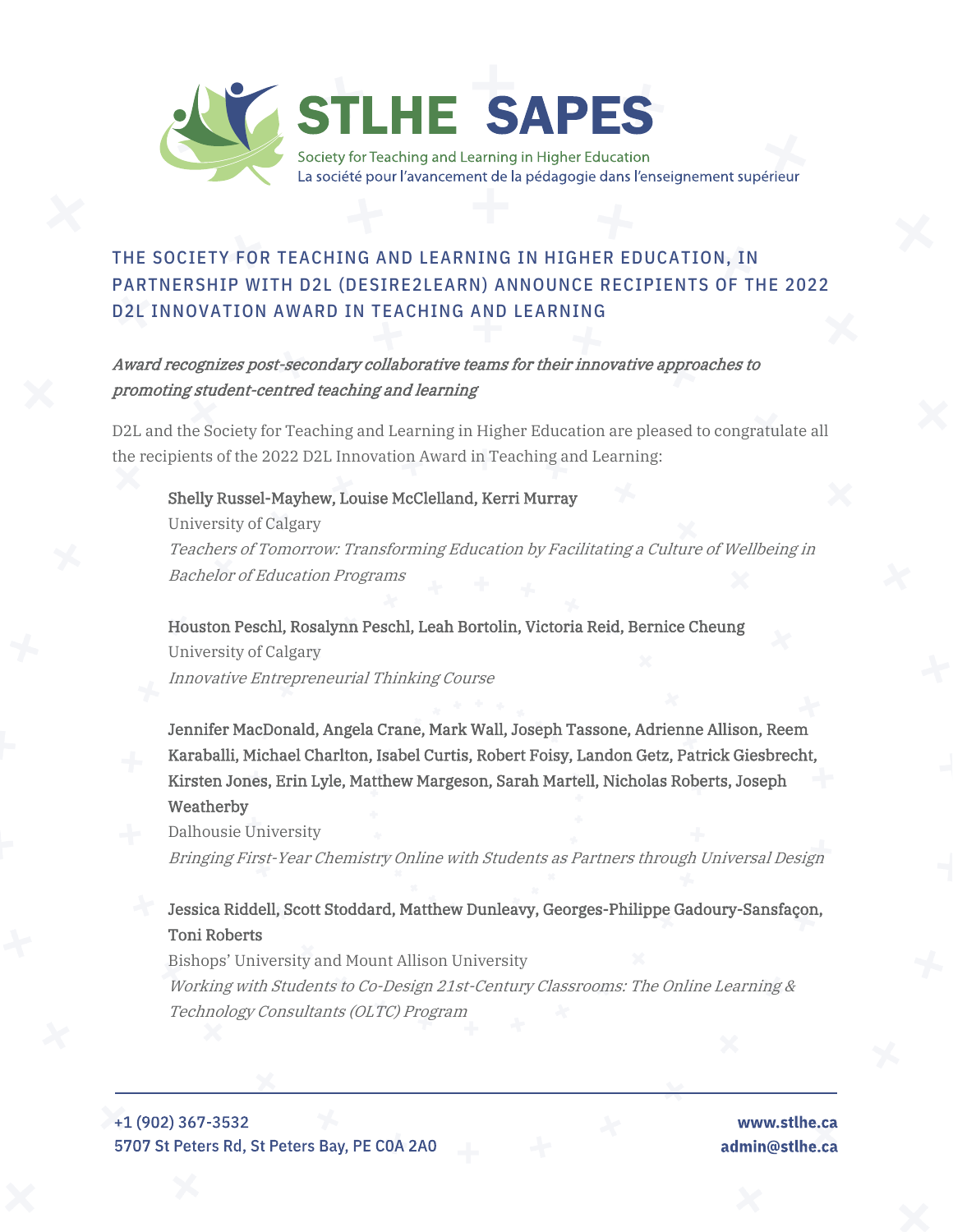# STLHE SAPES

Society for Teaching and Learning in Higher Education

La société pour l'avancement de la pédagogie dans l'enseignement supérieur

## THE SOCIETY FOR TEACHING AND LEARNING IN HIGHER EDUCATION, IN PARTNERSHIP WITH D2L (DESIRE2LEARN) ANNOUNCE RECIPIENTS OF THE 2022 D2L INNOVATION AWARD IN TEACHING AND LEARNING

*Award recognizes post-secondary collaborative teams for their innovative approaches to promoting student-centred teaching and learning*

D2L and the Society for Teaching and Learning in Higher Education are pleased to congratulate all the recipients of the 2022 D2L Innovation Award in Teaching and Learning:

Shelly Russel-Mayhew, Louise McClelland, Kerri Murray
University of Calgary
*Teachers of Tomorrow: Transforming Education by Facilitating a Culture of Wellbeing in Bachelor of Education Programs*

Houston Peschl, Rosalynn Peschl, Leah Bortolin, Victoria Reid, Bernice Cheung
University of Calgary
*Innovative Entrepreneurial Thinking Course*

Jennifer MacDonald, Angela Crane, Mark Wall, Joseph Tassone, Adrienne Allison, Reem Karaballi, Michael Charlton, Isabel Curtis, Robert Foisy, Landon Getz, Patrick Giesbrecht, Kirsten Jones, Erin Lyle, Matthew Margeson, Sarah Martell, Nicholas Roberts, Joseph Weatherby
Dalhousie University
*Bringing First-Year Chemistry Online with Students as Partners through Universal Design*

Jessica Riddell, Scott Stoddard, Matthew Dunleavy, Georges-Philippe Gadoury-Sansfaçon, Toni Roberts
Bishops' University and Mount Allison University
*Working with Students to Co-Design 21st-Century Classrooms: The Online Learning & Technology Consultants (OLTC) Program*

+1 (902) 367-3532
5707 St Peters Rd, St Peters Bay, PE C0A 2A0

www.stlhe.ca
admin@stlhe.ca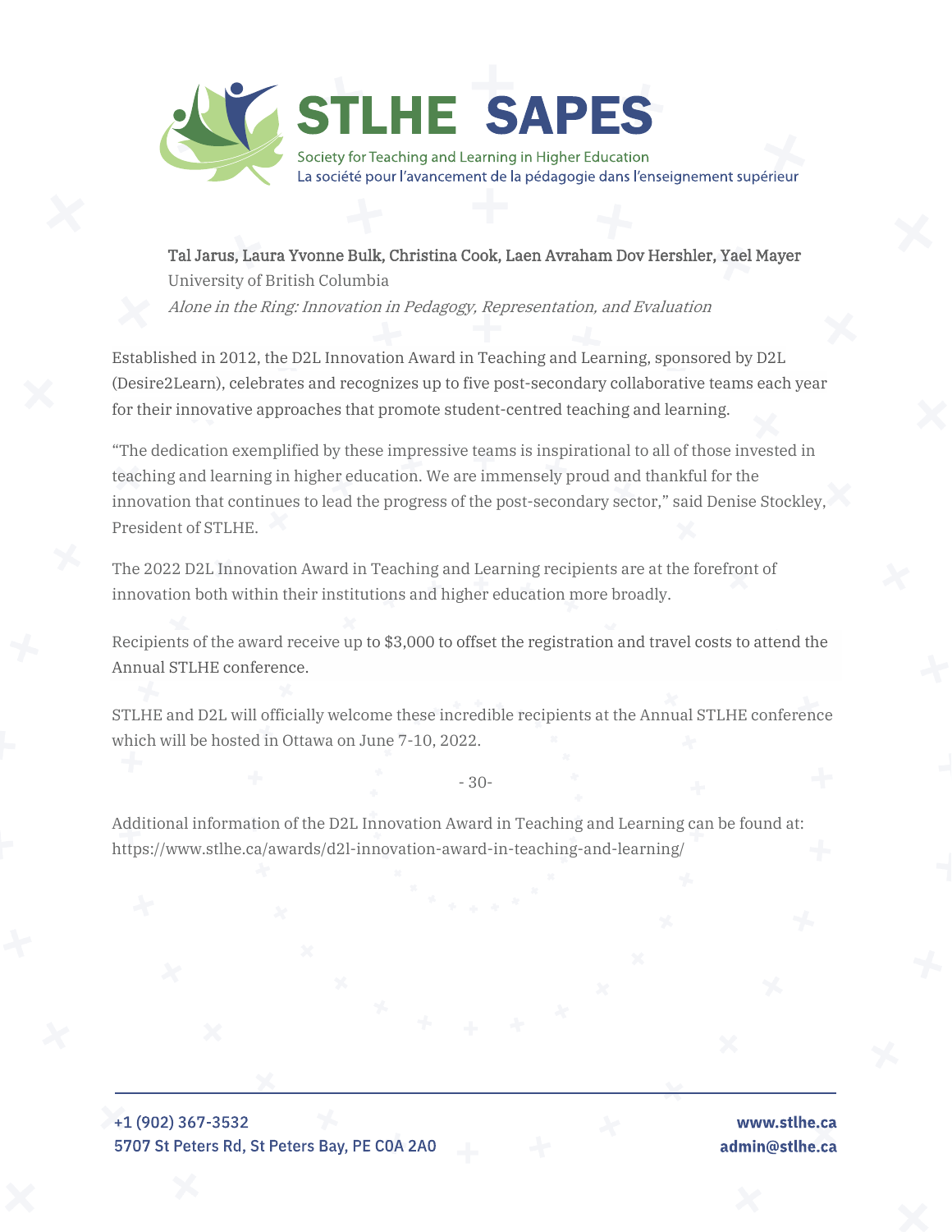STLHE SAPES

Society for Teaching and Learning in Higher Education

La société pour l'avancement de la pédagogie dans l'enseignement supérieur

Tal Jarus, Laura Yvonne Bulk, Christina Cook, Laen Avraham Dov Hershler, Yael Mayer

University of British Columbia

*Alone in the Ring: Innovation in Pedagogy, Representation, and Evaluation*

Established in 2012, the D2L Innovation Award in Teaching and Learning, sponsored by D2L (Desire2Learn), celebrates and recognizes up to five post-secondary collaborative teams each year for their innovative approaches that promote student-centred teaching and learning.

"The dedication exemplified by these impressive teams is inspirational to all of those invested in teaching and learning in higher education. We are immensely proud and thankful for the innovation that continues to lead the progress of the post-secondary sector," said Denise Stockley, President of STLHE.

The 2022 D2L Innovation Award in Teaching and Learning recipients are at the forefront of innovation both within their institutions and higher education more broadly.

Recipients of the award receive up to $3,000 to offset the registration and travel costs to attend the Annual STLHE conference.

STLHE and D2L will officially welcome these incredible recipients at the Annual STLHE conference which will be hosted in Ottawa on June 7-10, 2022.

- 30-

Additional information of the D2L Innovation Award in Teaching and Learning can be found at: https://www.stlhe.ca/awards/d2l-innovation-award-in-teaching-and-learning/

+1 (902) 367-3532
5707 St Peters Rd, St Peters Bay, PE C0A 2A0

www.stlhe.ca
admin@stlhe.ca